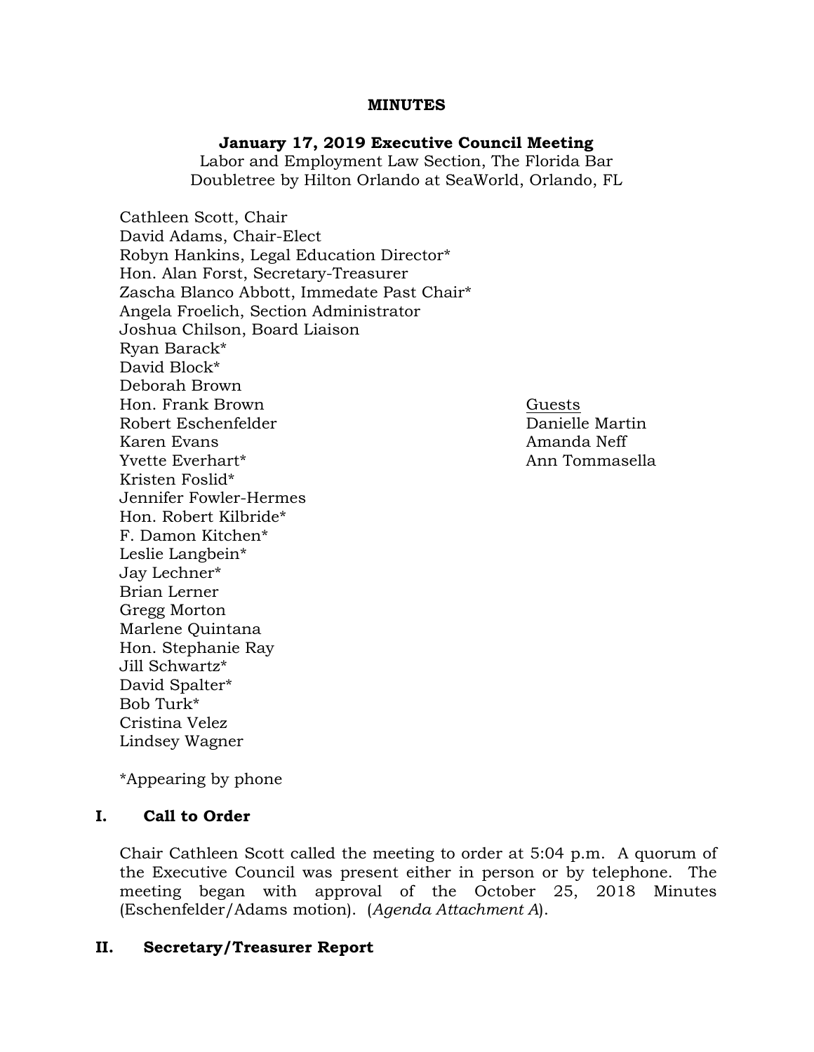# MINUTES

## January 17, 2019 Executive Council Meeting

Labor and Employment Law Section, The Florida Bar
Doubletree by Hilton Orlando at SeaWorld, Orlando, FL

Cathleen Scott, Chair
David Adams, Chair-Elect
Robyn Hankins, Legal Education Director*
Hon. Alan Forst, Secretary-Treasurer
Zascha Blanco Abbott, Immedate Past Chair*
Angela Froelich, Section Administrator
Joshua Chilson, Board Liaison
Ryan Barack*
David Block*
Deborah Brown
Hon. Frank Brown
Robert Eschenfelder
Karen Evans
Yvette Everhart*
Kristen Foslid*
Jennifer Fowler-Hermes
Hon. Robert Kilbride*
F. Damon Kitchen*
Leslie Langbein*
Jay Lechner*
Brian Lerner
Gregg Morton
Marlene Quintana
Hon. Stephanie Ray
Jill Schwartz*
David Spalter*
Bob Turk*
Cristina Velez
Lindsey Wagner

Guests
Danielle Martin
Amanda Neff
Ann Tommasella

*Appearing by phone

## I. Call to Order

Chair Cathleen Scott called the meeting to order at 5:04 p.m. A quorum of the Executive Council was present either in person or by telephone. The meeting began with approval of the October 25, 2018 Minutes (Eschenfelder/Adams motion). (*Agenda Attachment A*).

## II. Secretary/Treasurer Report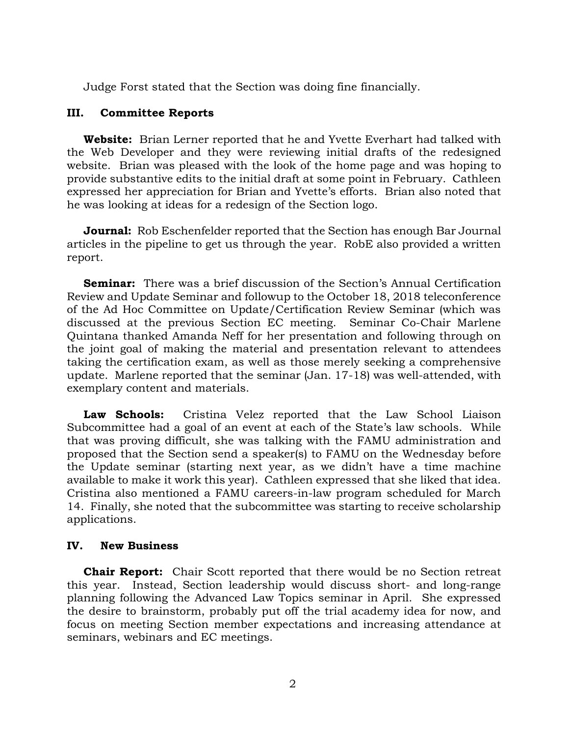Judge Forst stated that the Section was doing fine financially.

## III. Committee Reports

**Website:** Brian Lerner reported that he and Yvette Everhart had talked with the Web Developer and they were reviewing initial drafts of the redesigned website. Brian was pleased with the look of the home page and was hoping to provide substantive edits to the initial draft at some point in February. Cathleen expressed her appreciation for Brian and Yvette's efforts. Brian also noted that he was looking at ideas for a redesign of the Section logo.

**Journal:** Rob Eschenfelder reported that the Section has enough Bar Journal articles in the pipeline to get us through the year. RobE also provided a written report.

**Seminar:** There was a brief discussion of the Section's Annual Certification Review and Update Seminar and followup to the October 18, 2018 teleconference of the Ad Hoc Committee on Update/Certification Review Seminar (which was discussed at the previous Section EC meeting. Seminar Co-Chair Marlene Quintana thanked Amanda Neff for her presentation and following through on the joint goal of making the material and presentation relevant to attendees taking the certification exam, as well as those merely seeking a comprehensive update. Marlene reported that the seminar (Jan. 17-18) was well-attended, with exemplary content and materials.

**Law Schools:** Cristina Velez reported that the Law School Liaison Subcommittee had a goal of an event at each of the State's law schools. While that was proving difficult, she was talking with the FAMU administration and proposed that the Section send a speaker(s) to FAMU on the Wednesday before the Update seminar (starting next year, as we didn't have a time machine available to make it work this year). Cathleen expressed that she liked that idea. Cristina also mentioned a FAMU careers-in-law program scheduled for March 14. Finally, she noted that the subcommittee was starting to receive scholarship applications.

## IV. New Business

**Chair Report:** Chair Scott reported that there would be no Section retreat this year. Instead, Section leadership would discuss short- and long-range planning following the Advanced Law Topics seminar in April. She expressed the desire to brainstorm, probably put off the trial academy idea for now, and focus on meeting Section member expectations and increasing attendance at seminars, webinars and EC meetings.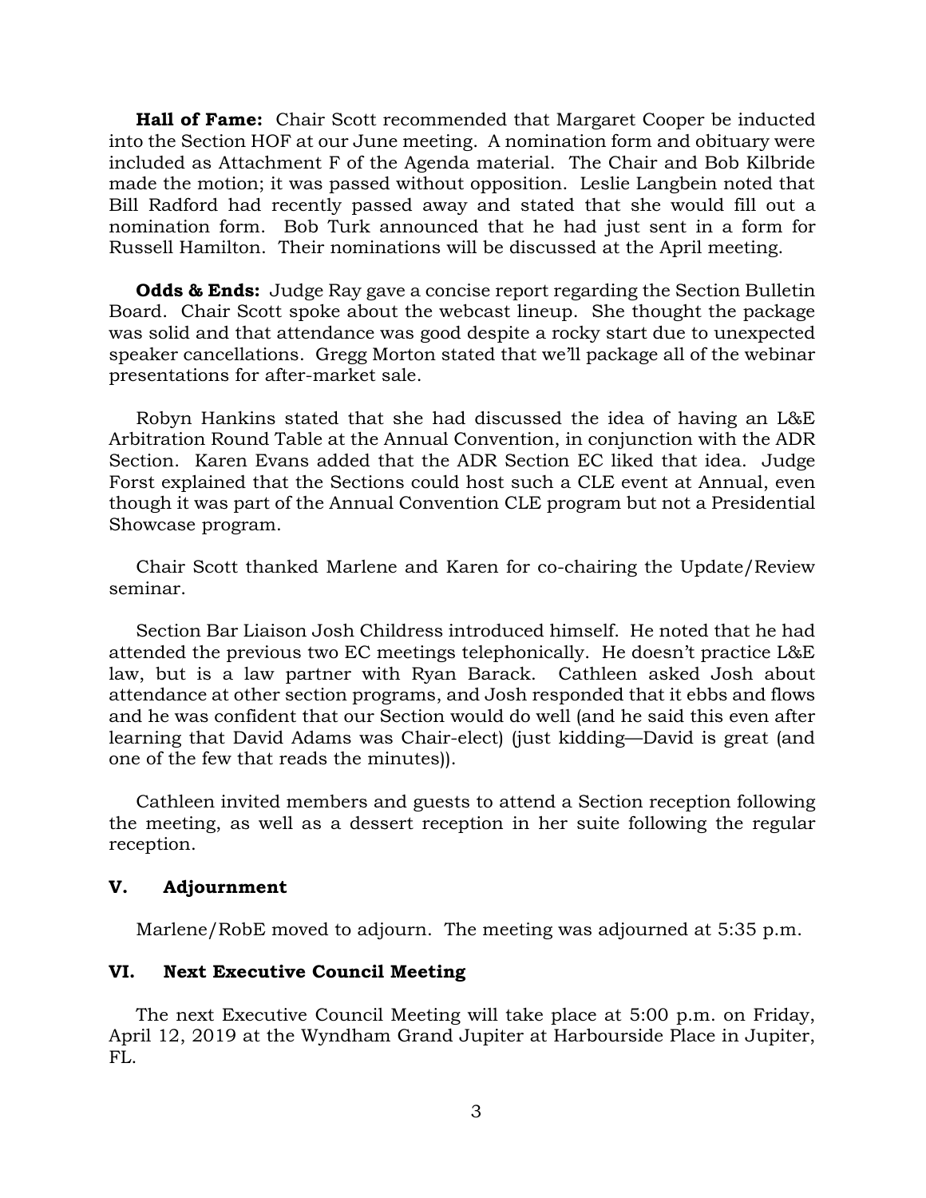**Hall of Fame:** Chair Scott recommended that Margaret Cooper be inducted into the Section HOF at our June meeting. A nomination form and obituary were included as Attachment F of the Agenda material. The Chair and Bob Kilbride made the motion; it was passed without opposition. Leslie Langbein noted that Bill Radford had recently passed away and stated that she would fill out a nomination form. Bob Turk announced that he had just sent in a form for Russell Hamilton. Their nominations will be discussed at the April meeting.

**Odds & Ends:** Judge Ray gave a concise report regarding the Section Bulletin Board. Chair Scott spoke about the webcast lineup. She thought the package was solid and that attendance was good despite a rocky start due to unexpected speaker cancellations. Gregg Morton stated that we'll package all of the webinar presentations for after-market sale.

Robyn Hankins stated that she had discussed the idea of having an L&E Arbitration Round Table at the Annual Convention, in conjunction with the ADR Section. Karen Evans added that the ADR Section EC liked that idea. Judge Forst explained that the Sections could host such a CLE event at Annual, even though it was part of the Annual Convention CLE program but not a Presidential Showcase program.

Chair Scott thanked Marlene and Karen for co-chairing the Update/Review seminar.

Section Bar Liaison Josh Childress introduced himself. He noted that he had attended the previous two EC meetings telephonically. He doesn't practice L&E law, but is a law partner with Ryan Barack. Cathleen asked Josh about attendance at other section programs, and Josh responded that it ebbs and flows and he was confident that our Section would do well (and he said this even after learning that David Adams was Chair-elect) (just kidding—David is great (and one of the few that reads the minutes)).

Cathleen invited members and guests to attend a Section reception following the meeting, as well as a dessert reception in her suite following the regular reception.

## V. Adjournment

Marlene/RobE moved to adjourn. The meeting was adjourned at 5:35 p.m.

## VI. Next Executive Council Meeting

The next Executive Council Meeting will take place at 5:00 p.m. on Friday, April 12, 2019 at the Wyndham Grand Jupiter at Harbourside Place in Jupiter, FL.